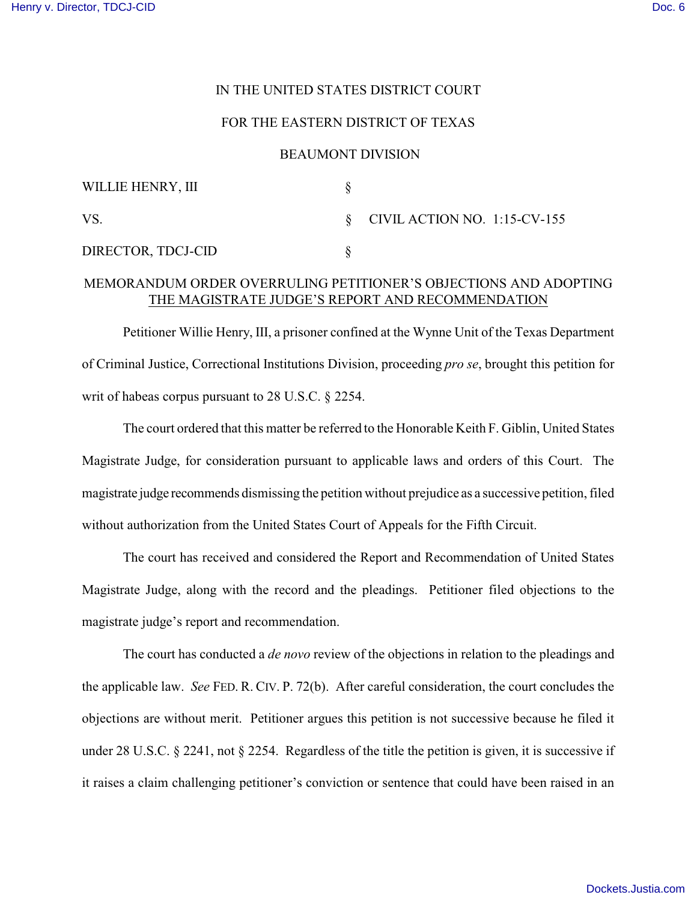IN THE UNITED STATES DISTRICT COURT

FOR THE EASTERN DISTRICT OF TEXAS

BEAUMONT DIVISION

| | | |
|---|---|---|
| WILLIE HENRY, III | § | |
| VS. | § | CIVIL ACTION NO. 1:15-CV-155 |
| DIRECTOR, TDCJ-CID | § | |

MEMORANDUM ORDER OVERRULING PETITIONER'S OBJECTIONS AND ADOPTING THE MAGISTRATE JUDGE'S REPORT AND RECOMMENDATION

Petitioner Willie Henry, III, a prisoner confined at the Wynne Unit of the Texas Department of Criminal Justice, Correctional Institutions Division, proceeding *pro se*, brought this petition for writ of habeas corpus pursuant to 28 U.S.C. § 2254.

The court ordered that this matter be referred to the Honorable Keith F. Giblin, United States Magistrate Judge, for consideration pursuant to applicable laws and orders of this Court. The magistrate judge recommends dismissing the petition without prejudice as a successive petition, filed without authorization from the United States Court of Appeals for the Fifth Circuit.

The court has received and considered the Report and Recommendation of United States Magistrate Judge, along with the record and the pleadings. Petitioner filed objections to the magistrate judge's report and recommendation.

The court has conducted a *de novo* review of the objections in relation to the pleadings and the applicable law. *See* FED. R. CIV. P. 72(b). After careful consideration, the court concludes the objections are without merit. Petitioner argues this petition is not successive because he filed it under 28 U.S.C. § 2241, not § 2254. Regardless of the title the petition is given, it is successive if it raises a claim challenging petitioner's conviction or sentence that could have been raised in an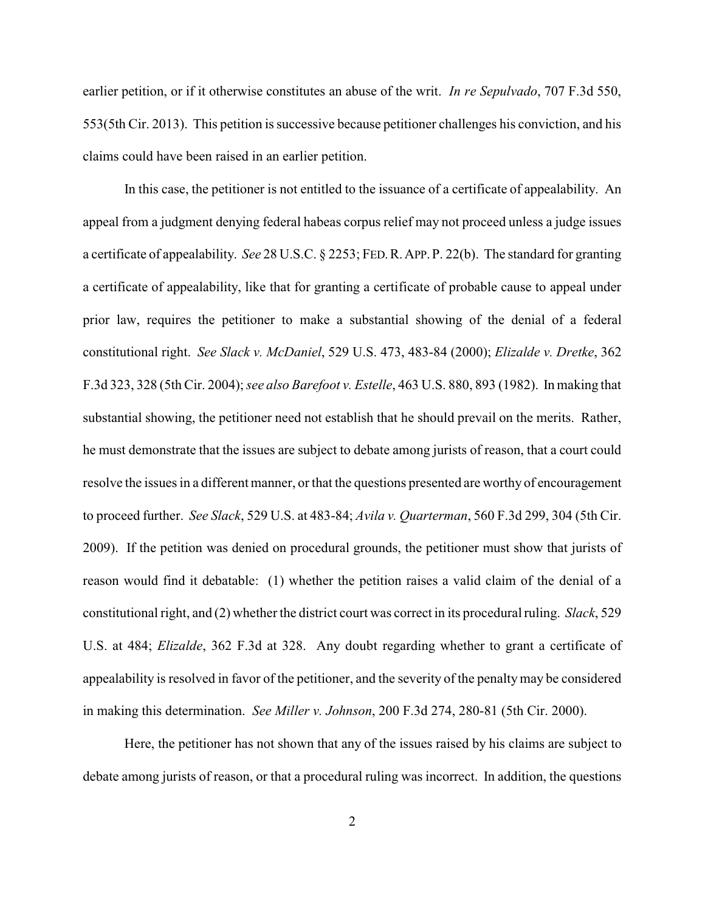earlier petition, or if it otherwise constitutes an abuse of the writ. *In re Sepulvado*, 707 F.3d 550, 553(5th Cir. 2013). This petition is successive because petitioner challenges his conviction, and his claims could have been raised in an earlier petition.

In this case, the petitioner is not entitled to the issuance of a certificate of appealability. An appeal from a judgment denying federal habeas corpus relief may not proceed unless a judge issues a certificate of appealability. *See* 28 U.S.C. § 2253; FED. R. APP. P. 22(b). The standard for granting a certificate of appealability, like that for granting a certificate of probable cause to appeal under prior law, requires the petitioner to make a substantial showing of the denial of a federal constitutional right. *See Slack v. McDaniel*, 529 U.S. 473, 483-84 (2000); *Elizalde v. Dretke*, 362 F.3d 323, 328 (5th Cir. 2004); *see also Barefoot v. Estelle*, 463 U.S. 880, 893 (1982). In making that substantial showing, the petitioner need not establish that he should prevail on the merits. Rather, he must demonstrate that the issues are subject to debate among jurists of reason, that a court could resolve the issues in a different manner, or that the questions presented are worthy of encouragement to proceed further. *See Slack*, 529 U.S. at 483-84; *Avila v. Quarterman*, 560 F.3d 299, 304 (5th Cir. 2009). If the petition was denied on procedural grounds, the petitioner must show that jurists of reason would find it debatable: (1) whether the petition raises a valid claim of the denial of a constitutional right, and (2) whether the district court was correct in its procedural ruling. *Slack*, 529 U.S. at 484; *Elizalde*, 362 F.3d at 328. Any doubt regarding whether to grant a certificate of appealability is resolved in favor of the petitioner, and the severity of the penalty may be considered in making this determination. *See Miller v. Johnson*, 200 F.3d 274, 280-81 (5th Cir. 2000).

Here, the petitioner has not shown that any of the issues raised by his claims are subject to debate among jurists of reason, or that a procedural ruling was incorrect. In addition, the questions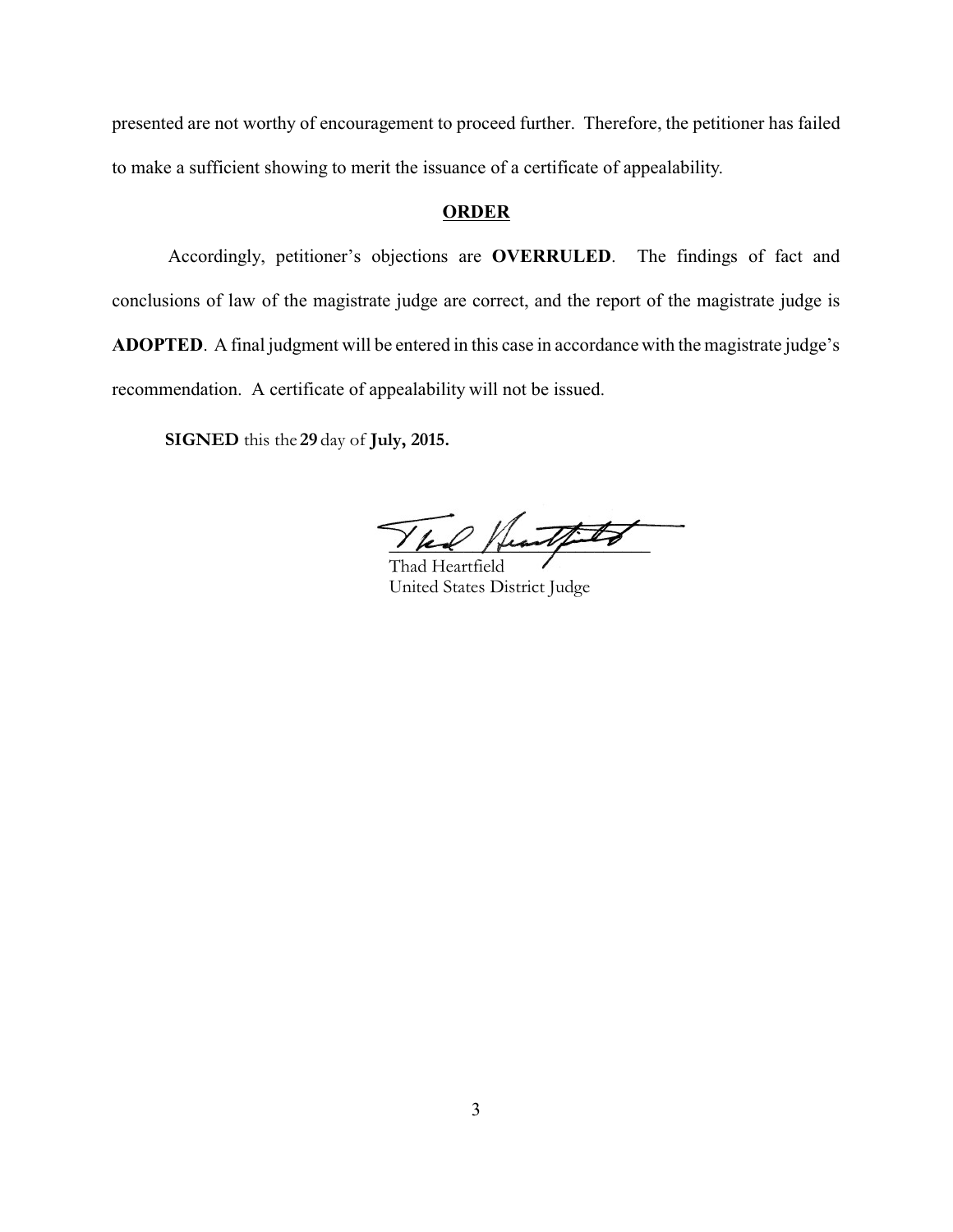presented are not worthy of encouragement to proceed further. Therefore, the petitioner has failed to make a sufficient showing to merit the issuance of a certificate of appealability.

## ORDER

Accordingly, petitioner's objections are **OVERRULED**. The findings of fact and conclusions of law of the magistrate judge are correct, and the report of the magistrate judge is **ADOPTED**. A final judgment will be entered in this case in accordance with the magistrate judge's recommendation. A certificate of appealability will not be issued.

**SIGNED** this the **29** day of **July, 2015.**

Thad Heartfield
United States District Judge